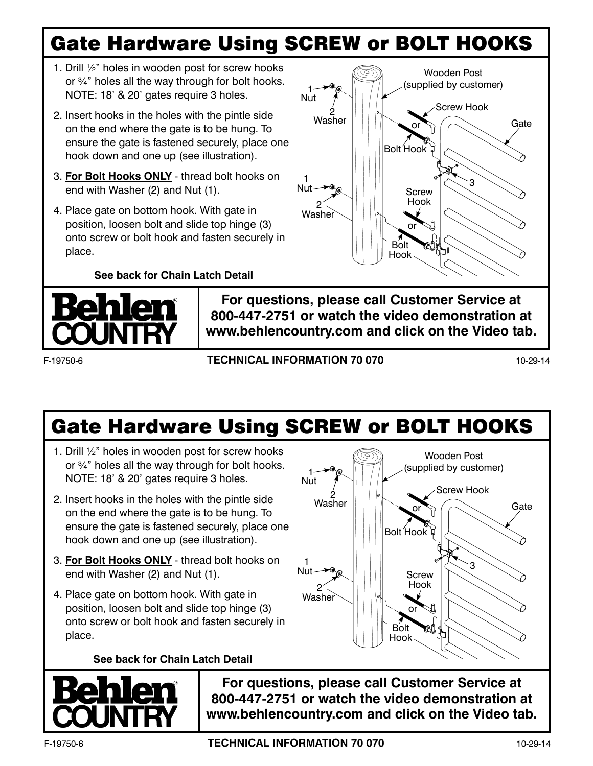# Gate Hardware Using SCREW or BOLT HOOKS

1. Drill ½" holes in wooden post for screw hooks or ¾" holes all the way through for bolt hooks. NOTE: 18' & 20' gates require 3 holes.
2. Insert hooks in the holes with the pintle side on the end where the gate is to be hung. To ensure the gate is fastened securely, place one hook down and one up (see illustration).
3. **For Bolt Hooks ONLY** - thread bolt hooks on end with Washer (2) and Nut (1).
4. Place gate on bottom hook. With gate in position, loosen bolt and slide top hinge (3) onto screw or bolt hook and fasten securely in place.

**See back for Chain Latch Detail**

Wooden Post (supplied by customer)

1 Nut

2 Washer

Screw Hook or Bolt Hook

Gate

3

**For questions, please call Customer Service at 800-447-2751 or watch the video demonstration at www.behlencountry.com and click on the Video tab.**

Behlen COUNTRY

F-19750-6 **TECHNICAL INFORMATION 70 070** 10-29-14

# Gate Hardware Using SCREW or BOLT HOOKS

1. Drill ½" holes in wooden post for screw hooks or ¾" holes all the way through for bolt hooks. NOTE: 18' & 20' gates require 3 holes.
2. Insert hooks in the holes with the pintle side on the end where the gate is to be hung. To ensure the gate is fastened securely, place one hook down and one up (see illustration).
3. **For Bolt Hooks ONLY** - thread bolt hooks on end with Washer (2) and Nut (1).
4. Place gate on bottom hook. With gate in position, loosen bolt and slide top hinge (3) onto screw or bolt hook and fasten securely in place.

**See back for Chain Latch Detail**

Wooden Post (supplied by customer)

1 Nut

2 Washer

Screw Hook or Bolt Hook

Gate

3

**For questions, please call Customer Service at 800-447-2751 or watch the video demonstration at www.behlencountry.com and click on the Video tab.**

Behlen COUNTRY

F-19750-6 **TECHNICAL INFORMATION 70 070** 10-29-14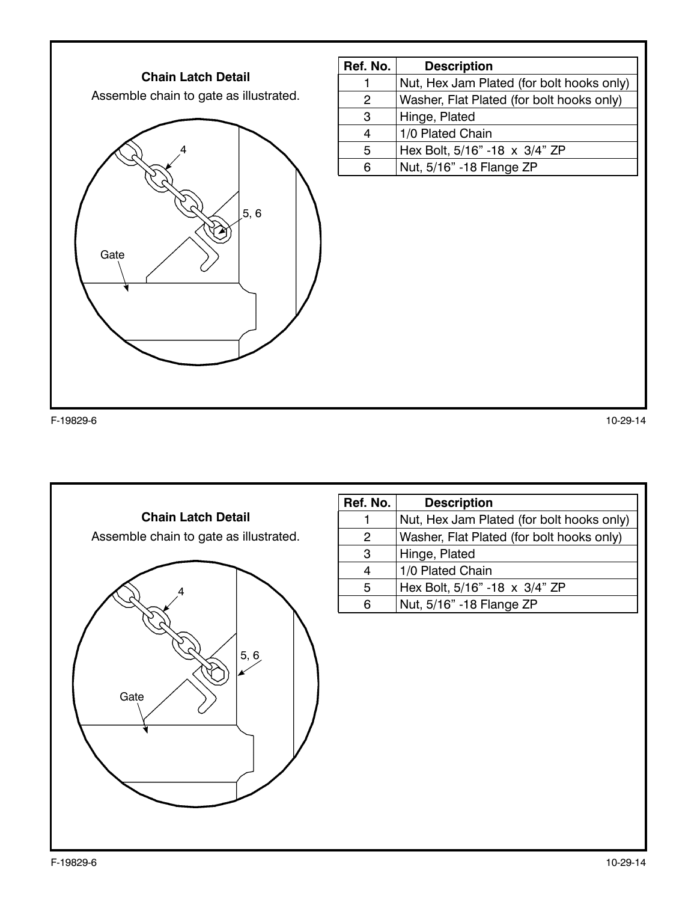**Chain Latch Detail**

Assemble chain to gate as illustrated.

4

5, 6

Gate

| Ref. No. | Description |
| --- | --- |
| 1 | Nut, Hex Jam Plated (for bolt hooks only) |
| 2 | Washer, Flat Plated (for bolt hooks only) |
| 3 | Hinge, Plated |
| 4 | 1/0 Plated Chain |
| 5 | Hex Bolt, 5/16” -18 x 3/4” ZP |
| 6 | Nut, 5/16” -18 Flange ZP |

F-19829-6 10-29-14

**Chain Latch Detail**

Assemble chain to gate as illustrated.

4

5, 6

Gate

| Ref. No. | Description |
| --- | --- |
| 1 | Nut, Hex Jam Plated (for bolt hooks only) |
| 2 | Washer, Flat Plated (for bolt hooks only) |
| 3 | Hinge, Plated |
| 4 | 1/0 Plated Chain |
| 5 | Hex Bolt, 5/16” -18 x 3/4” ZP |
| 6 | Nut, 5/16” -18 Flange ZP |

F-19829-6 10-29-14